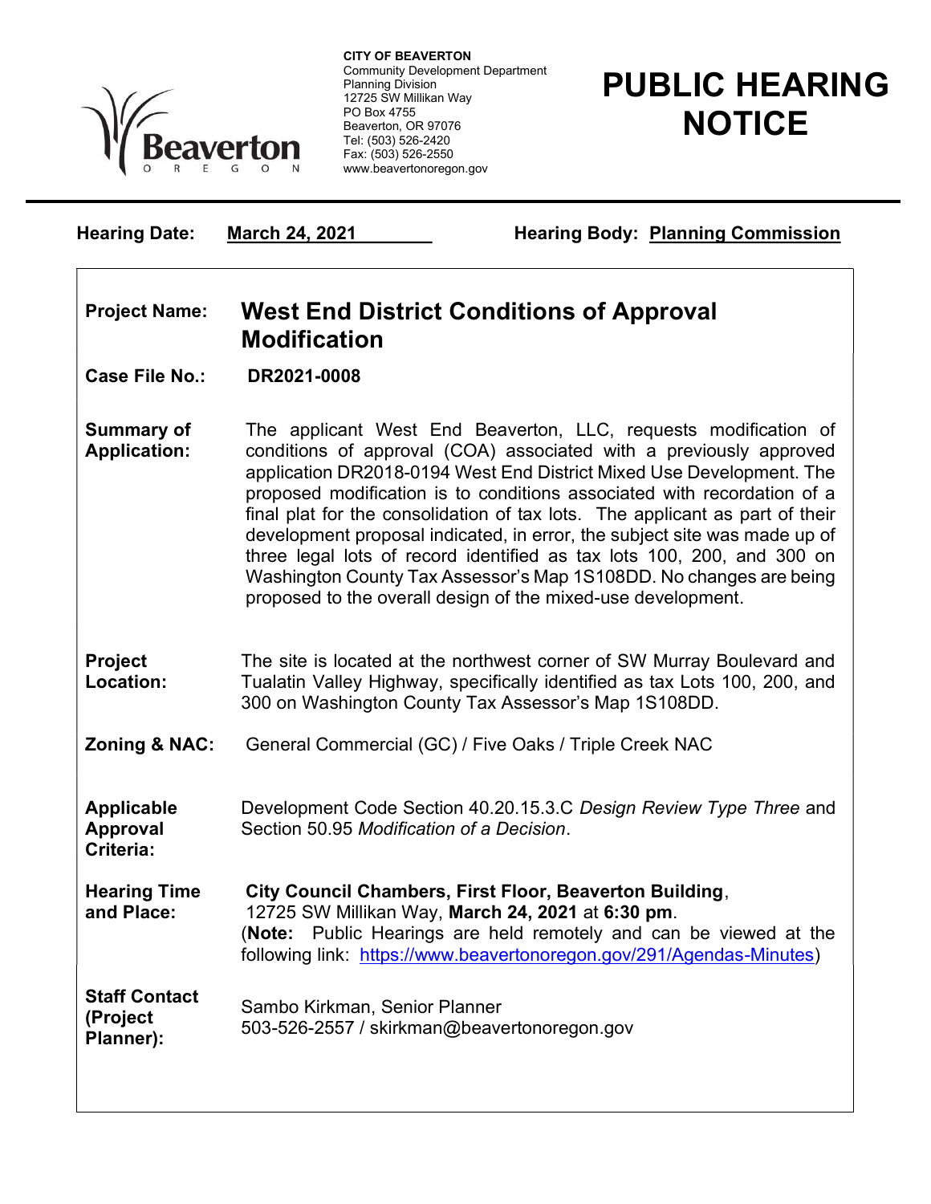**CITY OF BEAVERTON**
Community Development Department
Planning Division
12725 SW Millikan Way
PO Box 4755
Beaverton, OR 97076
Tel: (503) 526-2420
Fax: (503) 526-2550
www.beavertonoregon.gov

# PUBLIC HEARING NOTICE

**Hearing Date:** **March 24, 2021** **Hearing Body:** **Planning Commission**

| | |
|---|---|
| **Project Name:** | **West End District Conditions of Approval Modification** |
| **Case File No.:** | **DR2021-0008** |
| **Summary of Application:** | The applicant West End Beaverton, LLC, requests modification of conditions of approval (COA) associated with a previously approved application DR2018-0194 West End District Mixed Use Development. The proposed modification is to conditions associated with recordation of a final plat for the consolidation of tax lots. The applicant as part of their development proposal indicated, in error, the subject site was made up of three legal lots of record identified as tax lots 100, 200, and 300 on Washington County Tax Assessor's Map 1S108DD. No changes are being proposed to the overall design of the mixed-use development. |
| **Project Location:** | The site is located at the northwest corner of SW Murray Boulevard and Tualatin Valley Highway, specifically identified as tax Lots 100, 200, and 300 on Washington County Tax Assessor's Map 1S108DD. |
| **Zoning & NAC:** | General Commercial (GC) / Five Oaks / Triple Creek NAC |
| **Applicable Approval Criteria:** | Development Code Section 40.20.15.3.C *Design Review Type Three* and Section 50.95 *Modification of a Decision*. |
| **Hearing Time and Place:** | **City Council Chambers, First Floor, Beaverton Building**, 12725 SW Millikan Way, **March 24, 2021** at **6:30 pm**. (**Note:** Public Hearings are held remotely and can be viewed at the following link: https://www.beavertonoregon.gov/291/Agendas-Minutes) |
| **Staff Contact (Project Planner):** | Sambo Kirkman, Senior Planner<br>503-526-2557 / skirkman@beavertonoregon.gov |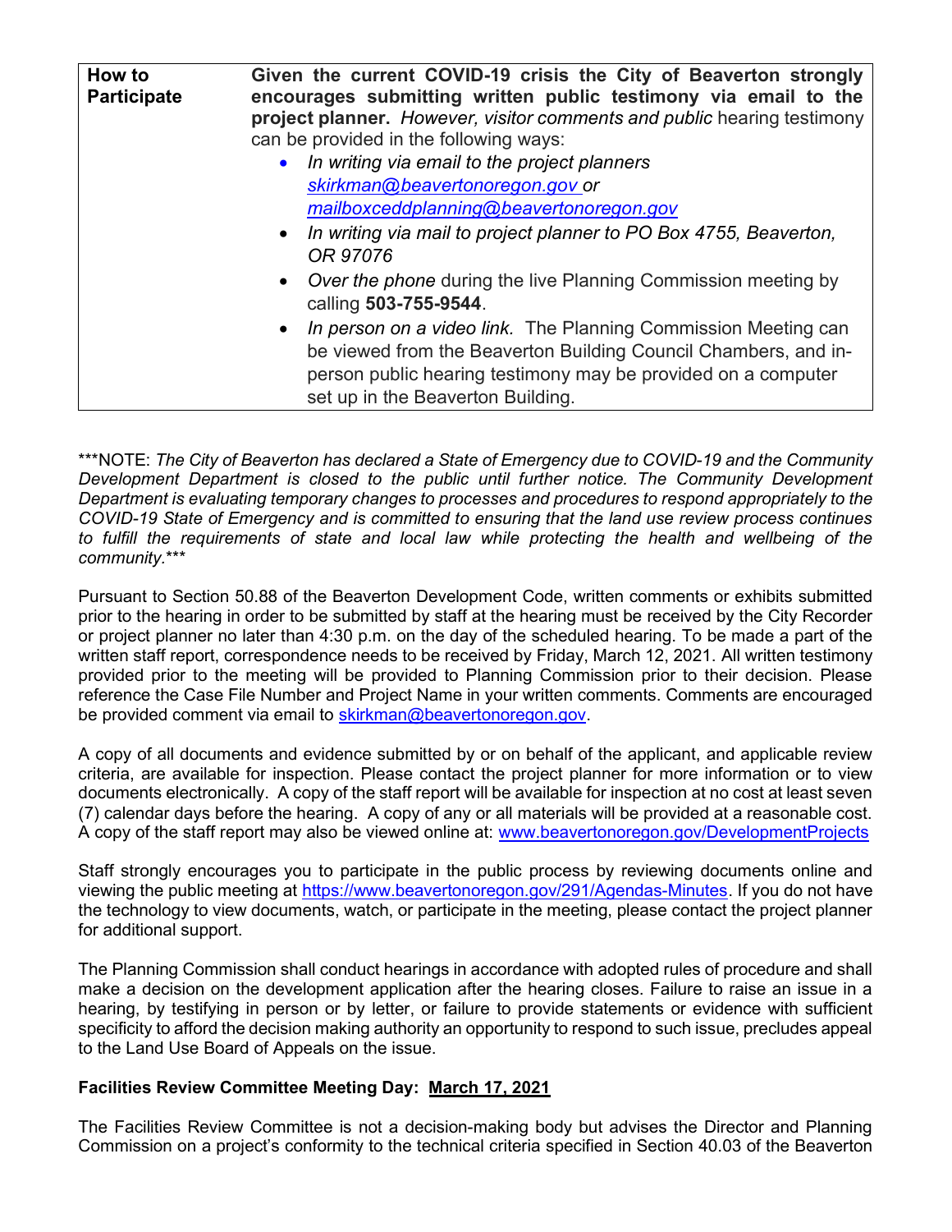| How to Participate | **Given the current COVID-19 crisis the City of Beaverton strongly encourages submitting written public testimony via email to the project planner.** *However, visitor comments and public* hearing testimony can be provided in the following ways:<br>• *In writing via email to the project planners* *skirkman@beavertonoregon.gov or* *mailboxceddplanning@beavertonoregon.gov*<br>• *In writing via mail to project planner to PO Box 4755, Beaverton, OR 97076*<br>• *Over the phone* during the live Planning Commission meeting by calling **503-755-9544**.<br>• *In person on a video link.* The Planning Commission Meeting can be viewed from the Beaverton Building Council Chambers, and in-person public hearing testimony may be provided on a computer set up in the Beaverton Building. |
|---|---|

***NOTE: *The City of Beaverton has declared a State of Emergency due to COVID-19 and the Community Development Department is closed to the public until further notice. The Community Development Department is evaluating temporary changes to processes and procedures to respond appropriately to the COVID-19 State of Emergency and is committed to ensuring that the land use review process continues to fulfill the requirements of state and local law while protecting the health and wellbeing of the community.****

Pursuant to Section 50.88 of the Beaverton Development Code, written comments or exhibits submitted prior to the hearing in order to be submitted by staff at the hearing must be received by the City Recorder or project planner no later than 4:30 p.m. on the day of the scheduled hearing. To be made a part of the written staff report, correspondence needs to be received by Friday, March 12, 2021. All written testimony provided prior to the meeting will be provided to Planning Commission prior to their decision. Please reference the Case File Number and Project Name in your written comments. Comments are encouraged be provided comment via email to skirkman@beavertonoregon.gov.

A copy of all documents and evidence submitted by or on behalf of the applicant, and applicable review criteria, are available for inspection. Please contact the project planner for more information or to view documents electronically. A copy of the staff report will be available for inspection at no cost at least seven (7) calendar days before the hearing. A copy of any or all materials will be provided at a reasonable cost. A copy of the staff report may also be viewed online at: www.beavertonoregon.gov/DevelopmentProjects

Staff strongly encourages you to participate in the public process by reviewing documents online and viewing the public meeting at https://www.beavertonoregon.gov/291/Agendas-Minutes. If you do not have the technology to view documents, watch, or participate in the meeting, please contact the project planner for additional support.

The Planning Commission shall conduct hearings in accordance with adopted rules of procedure and shall make a decision on the development application after the hearing closes. Failure to raise an issue in a hearing, by testifying in person or by letter, or failure to provide statements or evidence with sufficient specificity to afford the decision making authority an opportunity to respond to such issue, precludes appeal to the Land Use Board of Appeals on the issue.

**Facilities Review Committee Meeting Day: March 17, 2021**

The Facilities Review Committee is not a decision-making body but advises the Director and Planning Commission on a project's conformity to the technical criteria specified in Section 40.03 of the Beaverton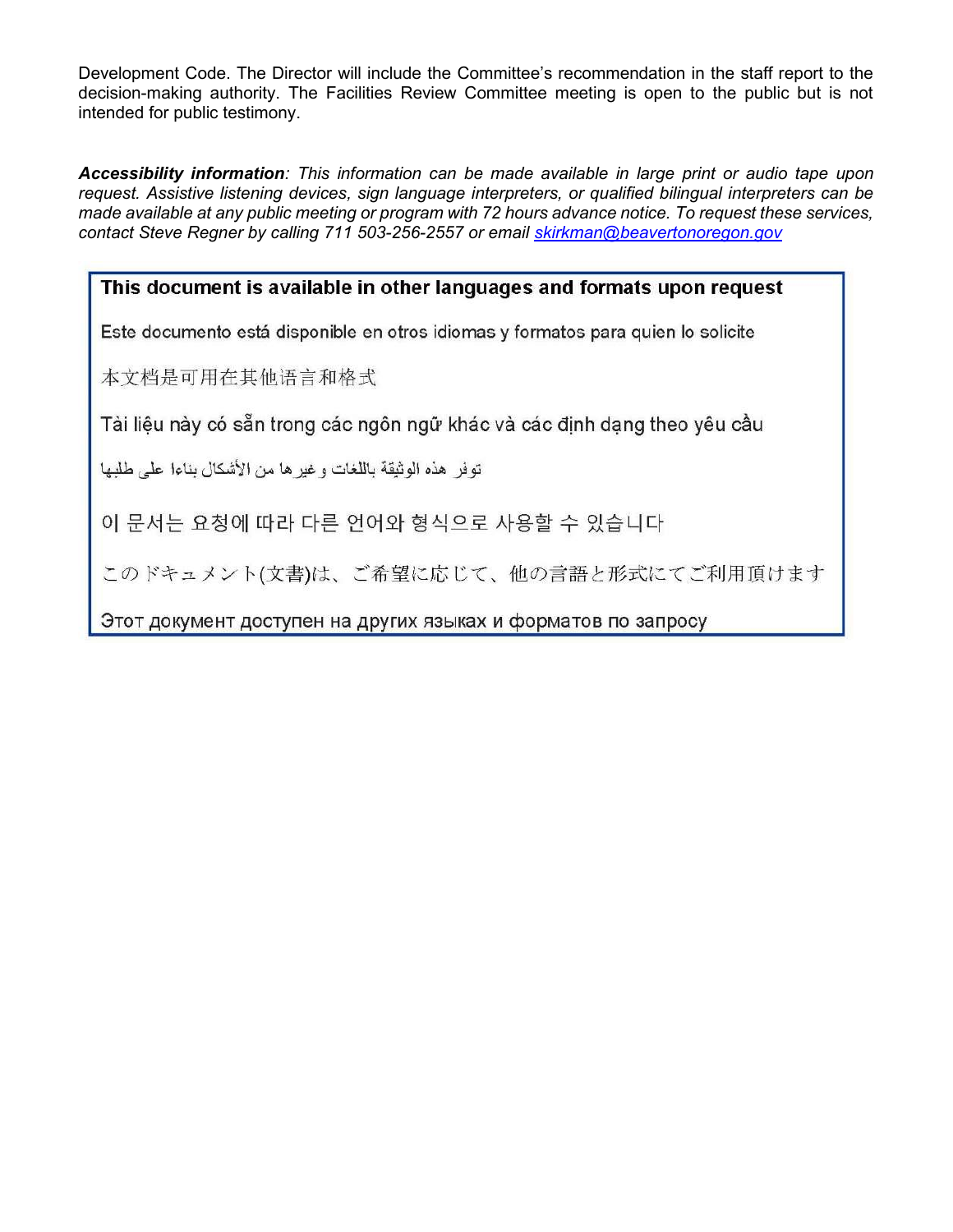Development Code. The Director will include the Committee's recommendation in the staff report to the decision-making authority. The Facilities Review Committee meeting is open to the public but is not intended for public testimony.

***Accessibility information**: This information can be made available in large print or audio tape upon request. Assistive listening devices, sign language interpreters, or qualified bilingual interpreters can be made available at any public meeting or program with 72 hours advance notice. To request these services, contact Steve Regner by calling 711 503-256-2557 or email [skirkman@beavertonoregon.gov](mailto:skirkman@beavertonoregon.gov)*

**This document is available in other languages and formats upon request**

Este documento está disponible en otros idiomas y formatos para quien lo solicite

本文档是可用在其他语言和格式

Tài liệu này có sẵn trong các ngôn ngữ khác và các định dạng theo yêu cầu

توفر هذه الوثيقة باللغات وغيرها من الأشكال بناءا على طلبها

이 문서는 요청에 따라 다른 언어와 형식으로 사용할 수 있습니다

このドキュメント(文書)は、ご希望に応じて、他の言語と形式にてご利用頂けます

Этот документ доступен на других языках и форматов по запросу